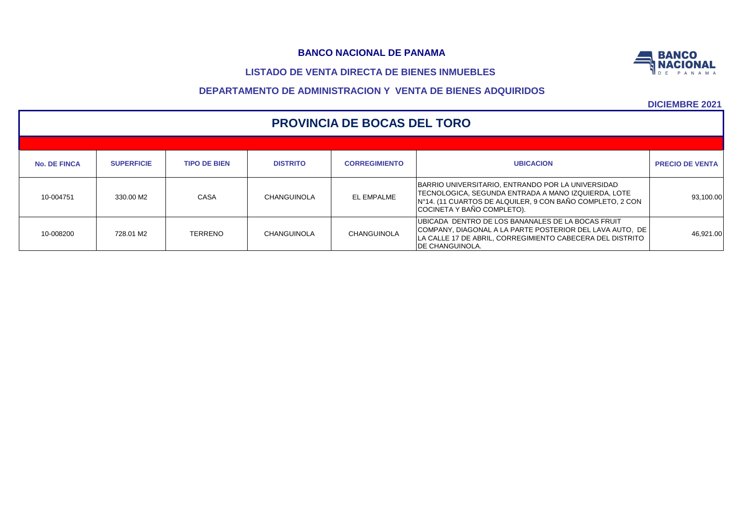**BANCO NACIONAL DE PANAMA**

**LISTADO DE VENTA DIRECTA DE BIENES INMUEBLES**

**DEPARTAMENTO DE ADMINISTRACION Y VENTA DE BIENES ADQUIRIDOS**

**DICIEMBRE 2021**

## PROVINCIA DE BOCAS DEL TORO

| No. DE FINCA | SUPERFICIE | TIPO DE BIEN | DISTRITO | CORREGIMIENTO | UBICACION | PRECIO DE VENTA |
|---|---|---|---|---|---|---|
| 10-004751 | 330.00 M2 | CASA | CHANGUINOLA | EL EMPALME | BARRIO UNIVERSITARIO, ENTRANDO POR LA UNIVERSIDAD TECNOLOGICA, SEGUNDA ENTRADA A MANO IZQUIERDA, LOTE N°14. (11 CUARTOS DE ALQUILER, 9 CON BAÑO COMPLETO, 2 CON COCINETA Y BAÑO COMPLETO). | 93,100.00 |
| 10-008200 | 728.01 M2 | TERRENO | CHANGUINOLA | CHANGUINOLA | UBICADA DENTRO DE LOS BANANALES DE LA BOCAS FRUIT COMPANY, DIAGONAL A LA PARTE POSTERIOR DEL LAVA AUTO, DE LA CALLE 17 DE ABRIL, CORREGIMIENTO CABECERA DEL DISTRITO DE CHANGUINOLA. | 46,921.00 |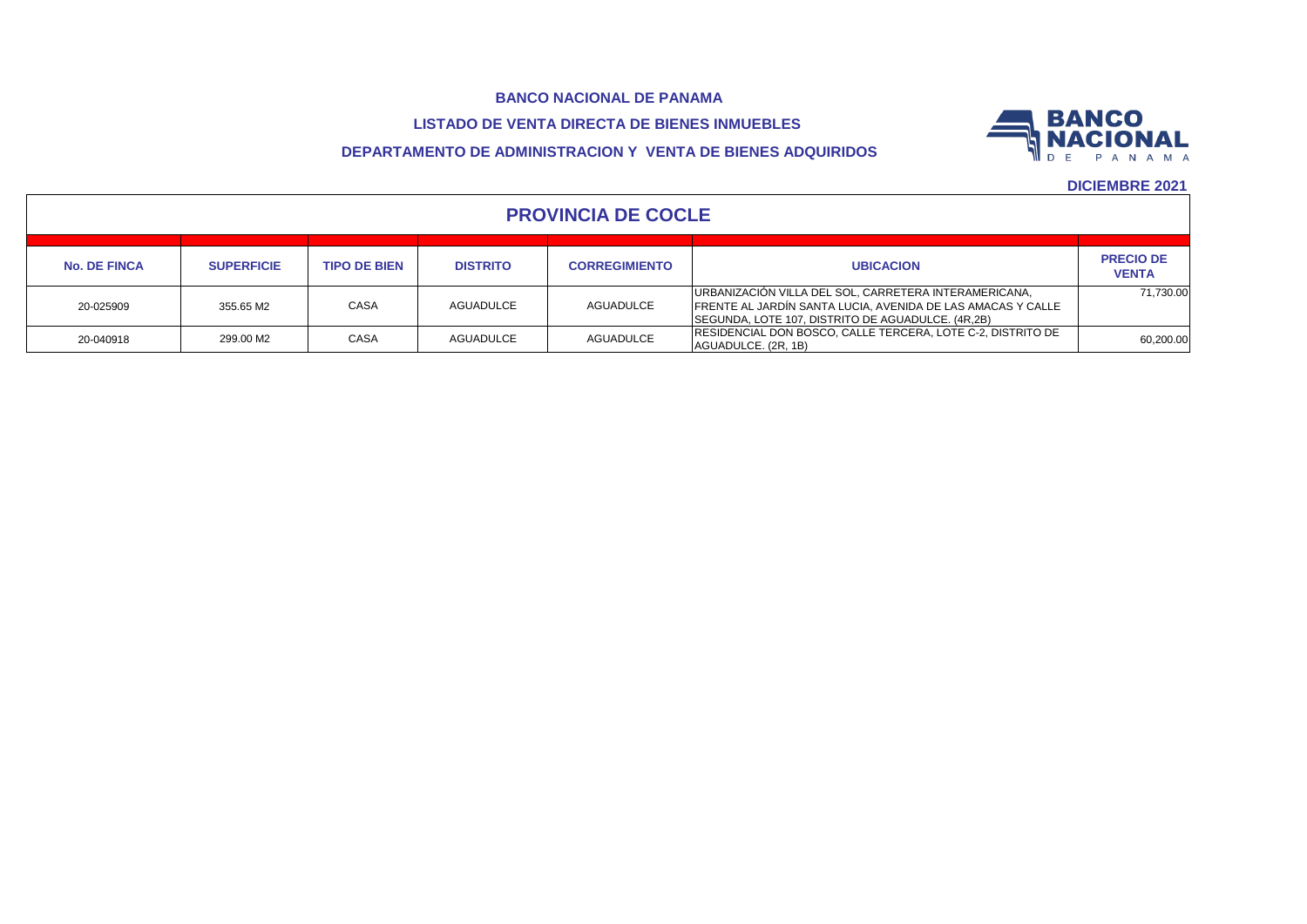**BANCO NACIONAL DE PANAMA**

**LISTADO DE VENTA DIRECTA DE BIENES INMUEBLES**

**DEPARTAMENTO DE ADMINISTRACION Y VENTA DE BIENES ADQUIRIDOS**

**DICIEMBRE 2021**

## PROVINCIA DE COCLE

| No. DE FINCA | SUPERFICIE | TIPO DE BIEN | DISTRITO | CORREGIMIENTO | UBICACION | PRECIO DE VENTA |
|---|---|---|---|---|---|---|
| 20-025909 | 355.65 M2 | CASA | AGUADULCE | AGUADULCE | URBANIZACIÓN VILLA DEL SOL, CARRETERA INTERAMERICANA, FRENTE AL JARDÍN SANTA LUCIA, AVENIDA DE LAS AMACAS Y CALLE SEGUNDA, LOTE 107, DISTRITO DE AGUADULCE. (4R,2B) | 71,730.00 |
| 20-040918 | 299.00 M2 | CASA | AGUADULCE | AGUADULCE | RESIDENCIAL DON BOSCO, CALLE TERCERA, LOTE C-2, DISTRITO DE AGUADULCE. (2R, 1B) | 60,200.00 |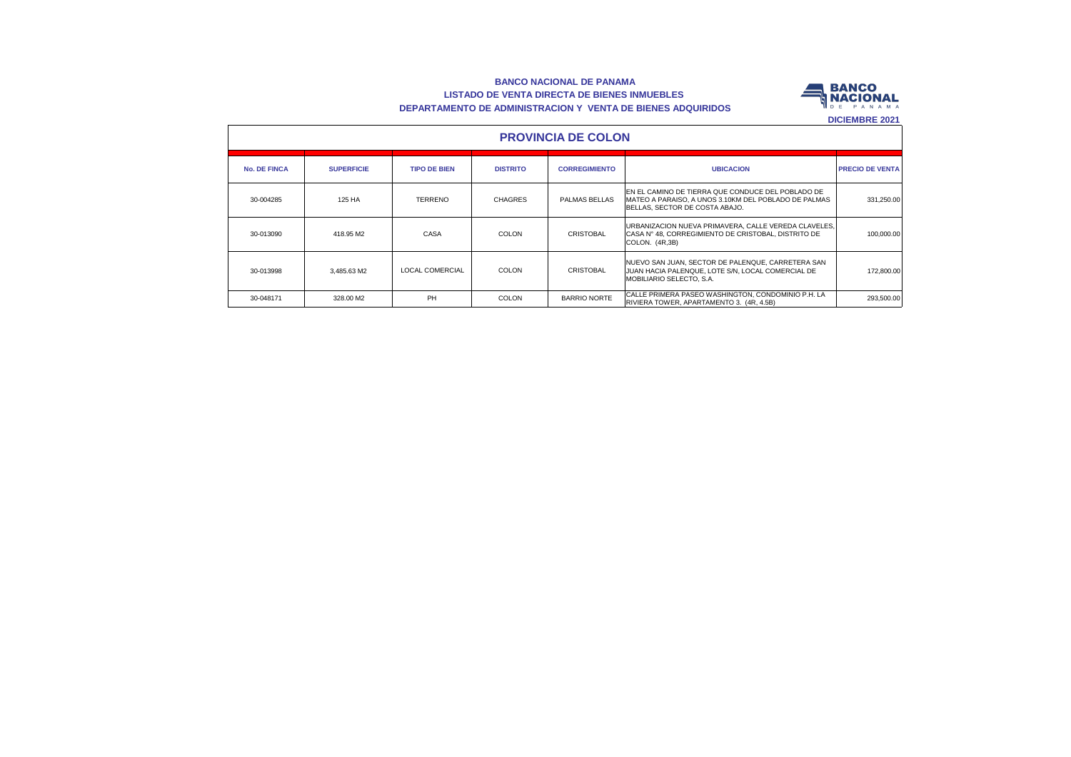**BANCO NACIONAL DE PANAMA**
**LISTADO DE VENTA DIRECTA DE BIENES INMUEBLES**
**DEPARTAMENTO DE ADMINISTRACION Y VENTA DE BIENES ADQUIRIDOS**

**DICIEMBRE 2021**

## PROVINCIA DE COLON

| No. DE FINCA | SUPERFICIE | TIPO DE BIEN | DISTRITO | CORREGIMIENTO | UBICACION | PRECIO DE VENTA |
|---|---|---|---|---|---|---|
| 30-004285 | 125 HA | TERRENO | CHAGRES | PALMAS BELLAS | EN EL CAMINO DE TIERRA QUE CONDUCE DEL POBLADO DE MATEO A PARAISO, A UNOS 3.10KM DEL POBLADO DE PALMAS BELLAS, SECTOR DE COSTA ABAJO. | 331,250.00 |
| 30-013090 | 418.95 M2 | CASA | COLON | CRISTOBAL | URBANIZACION NUEVA PRIMAVERA, CALLE VEREDA CLAVELES, CASA N° 48, CORREGIMIENTO DE CRISTOBAL, DISTRITO DE COLON. (4R,3B) | 100,000.00 |
| 30-013998 | 3,485.63 M2 | LOCAL COMERCIAL | COLON | CRISTOBAL | NUEVO SAN JUAN, SECTOR DE PALENQUE, CARRETERA SAN JUAN HACIA PALENQUE, LOTE S/N, LOCAL COMERCIAL DE MOBILIARIO SELECTO, S.A. | 172,800.00 |
| 30-048171 | 328.00 M2 | PH | COLON | BARRIO NORTE | CALLE PRIMERA PASEO WASHINGTON, CONDOMINIO P.H. LA RIVIERA TOWER, APARTAMENTO 3. (4R, 4.5B) | 293,500.00 |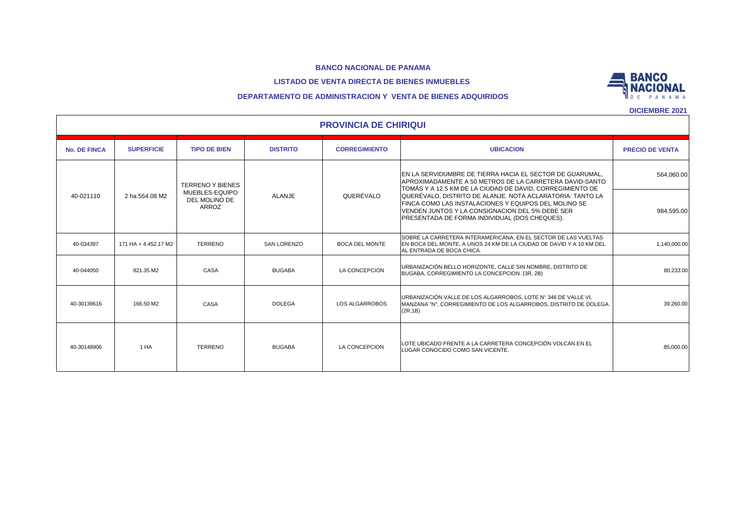**BANCO NACIONAL DE PANAMA**

**LISTADO DE VENTA DIRECTA DE BIENES INMUEBLES**

**DEPARTAMENTO DE ADMINISTRACION Y VENTA DE BIENES ADQUIRIDOS**

**DICIEMBRE 2021**

## PROVINCIA DE CHIRIQUI

| No. DE FINCA | SUPERFICIE | TIPO DE BIEN | DISTRITO | CORREGIMIENTO | UBICACION | PRECIO DE VENTA |
|---|---|---|---|---|---|---|
| 40-021110 | 2 ha 554.08 M2 | TERRENO Y BIENES MUEBLES-EQUIPO DEL MOLINO DE ARROZ | ALANJE | QUERÉVALO | EN LA SERVIDUMBRE DE TIERRA HACIA EL SECTOR DE GUARUMAL, APROXIMADAMENTE A 50 METROS DE LA CARRETERA DAVID-SANTO TOMÁS Y A 12.5 KM DE LA CIUDAD DE DAVID, CORREGIMIENTO DE QUERÉVALO, DISTRITO DE ALANJE. NOTA ACLARATORIA: TANTO LA FINCA COMO LAS INSTALACIONES Y EQUIPOS DEL MOLINO SE VENDEN JUNTOS Y LA CONSIGNACION DEL 5% DEBE SER PRESENTADA DE FORMA INDIVIDUAL (DOS CHEQUES). | 564,060.00<br>984,595.00 |
| 40-034397 | 171 HA + 4.452.17 M2 | TERRENO | SAN LORENZO | BOCA DEL MONTE | SOBRE LA CARRETERA INTERAMERICANA, EN EL SECTOR DE LAS VUELTAS EN BOCA DEL MONTE, A UNOS 24 KM DE LA CIUDAD DE DAVID Y A 10 KM DEL AL ENTRADA DE BOCA CHICA. | 1,140,000.00 |
| 40-044050 | 821.35 M2 | CASA | BUGABA | LA CONCEPCION | URBANIZACIÓN BELLO HORIZONTE, CALLE SIN NOMBRE, DISTRITO DE BUGABA, CORREGIMIENTO LA CONCEPCION. (3R, 2B) | 80,233.00 |
| 40-30139616 | 166.50 M2 | CASA | DOLEGA | LOS ALGARROBOS | URBANIZACIÓN VALLE DE LOS ALGARROBOS, LOTE N° 346 DE VALLE VI, MANZANA "N", CORREGIMIENTO DE LOS ALGARROBOS, DISTRITO DE DOLEGA. (2R,1B) | 39,260.00 |
| 40-30148906 | 1 HA | TERRENO | BUGABA | LA CONCEPCION | LOTE UBICADO FRENTE A LA CARRETERA CONCEPCIÓN VOLCÁN EN EL LUGAR CONOCIDO COMO SAN VICENTE. | 85,000.00 |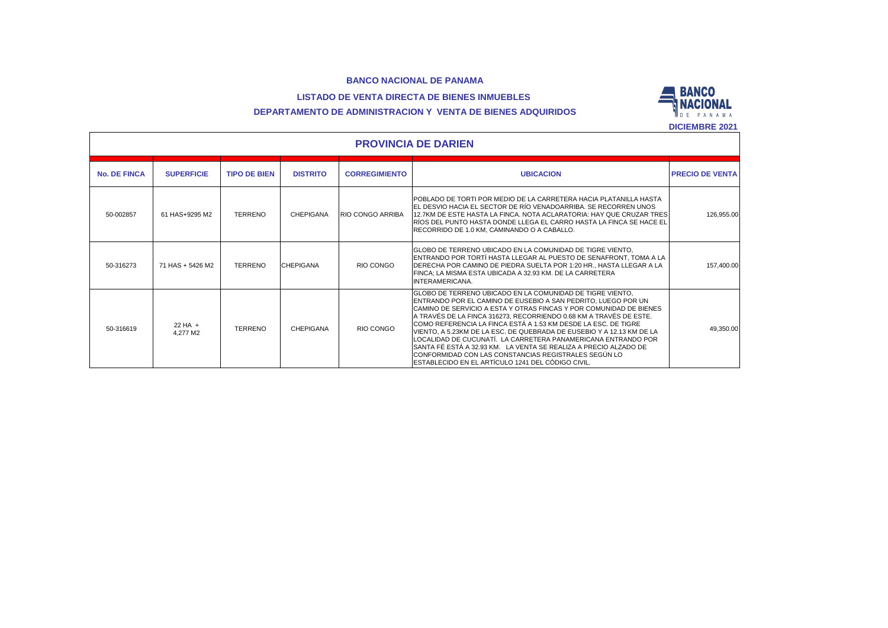**BANCO NACIONAL DE PANAMA**

**LISTADO DE VENTA DIRECTA DE BIENES INMUEBLES**

**DEPARTAMENTO DE ADMINISTRACION Y VENTA DE BIENES ADQUIRIDOS**

**DICIEMBRE 2021**

## PROVINCIA DE DARIEN

| No. DE FINCA | SUPERFICIE | TIPO DE BIEN | DISTRITO | CORREGIMIENTO | UBICACION | PRECIO DE VENTA |
|---|---|---|---|---|---|---|
| 50-002857 | 61 HAS+9295 M2 | TERRENO | CHEPIGANA | RIO CONGO ARRIBA | POBLADO DE TORTI POR MEDIO DE LA CARRETERA HACIA PLATANILLA HASTA EL DESVIO HACIA EL SECTOR DE RÍO VENADOARRIBA. SE RECORREN UNOS 12.7KM DE ESTE HASTA LA FINCA. NOTA ACLARATORIA: HAY QUE CRUZAR TRES RÍOS DEL PUNTO HASTA DONDE LLEGA EL CARRO HASTA LA FINCA SE HACE EL RECORRIDO DE 1.0 KM, CAMINANDO O A CABALLO. | 126,955.00 |
| 50-316273 | 71 HAS + 5426 M2 | TERRENO | CHEPIGANA | RIO CONGO | GLOBO DE TERRENO UBICADO EN LA COMUNIDAD DE TIGRE VIENTO, ENTRANDO POR TORTÍ HASTA LLEGAR AL PUESTO DE SENAFRONT, TOMA A LA DERECHA POR CAMINO DE PIEDRA SUELTA POR 1:20 HR., HASTA LLEGAR A LA FINCA; LA MISMA ESTA UBICADA A 32.93 KM. DE LA CARRETERA INTERAMERICANA. | 157,400.00 |
| 50-316619 | 22 HA + 4,277 M2 | TERRENO | CHEPIGANA | RIO CONGO | GLOBO DE TERRENO UBICADO EN LA COMUNIDAD DE TIGRE VIENTO, ENTRANDO POR EL CAMINO DE EUSEBIO A SAN PEDRITO, LUEGO POR UN CAMINO DE SERVICIO A ESTA Y OTRAS FINCAS Y POR COMUNIDAD DE BIENES A TRAVÉS DE LA FINCA 316273, RECORRIENDO 0.68 KM A TRAVÉS DE ESTE. COMO REFERENCIA LA FINCA ESTÁ A 1.53 KM DESDE LA ESC. DE TIGRE VIENTO, A 5.23KM DE LA ESC. DE QUEBRADA DE EUSEBIO Y A 12.13 KM DE LA LOCALIDAD DE CUCUNATÍ. LA CARRETERA PANAMERICANA ENTRANDO POR SANTA FÉ ESTÁ A 32.93 KM. LA VENTA SE REALIZA A PRECIO ALZADO DE CONFORMIDAD CON LAS CONSTANCIAS REGISTRALES SEGÚN LO ESTABLECIDO EN EL ARTÍCULO 1241 DEL CÓDIGO CIVIL. | 49,350.00 |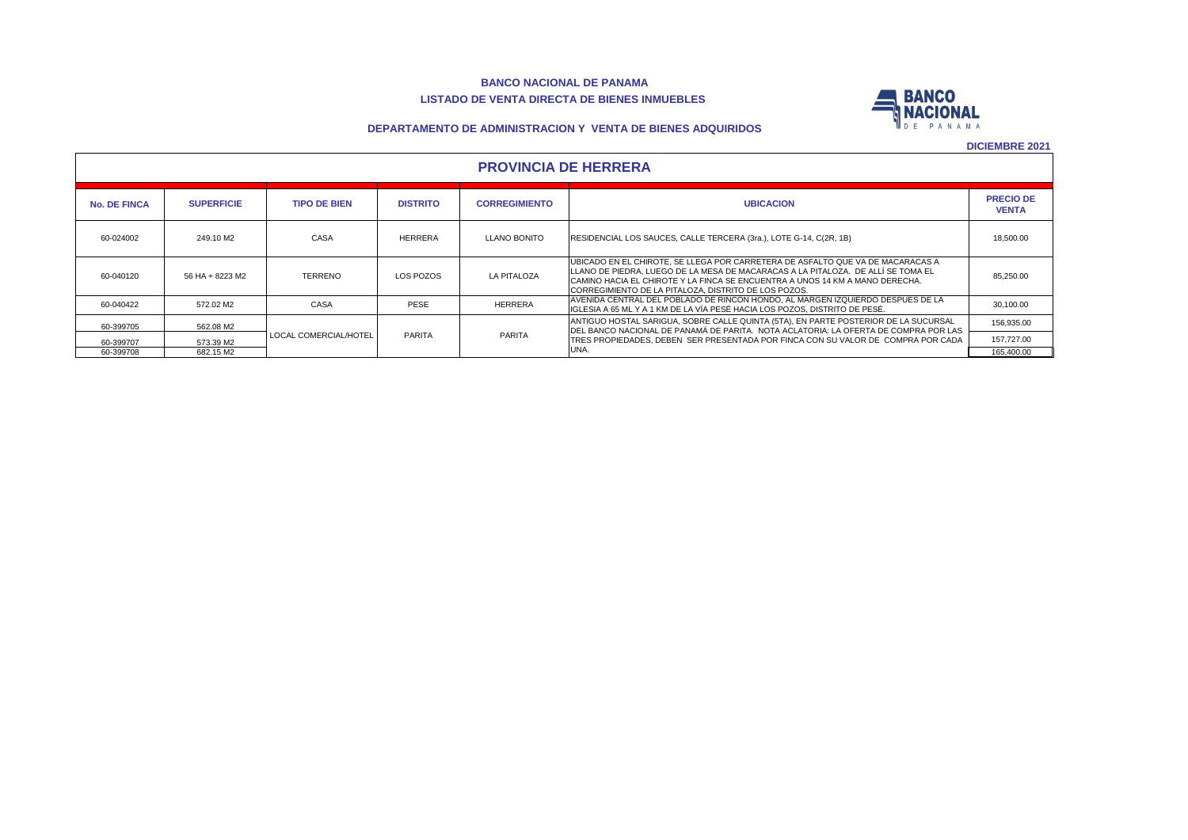**BANCO NACIONAL DE PANAMA**

**LISTADO DE VENTA DIRECTA DE BIENES INMUEBLES**

**DEPARTAMENTO DE ADMINISTRACION Y VENTA DE BIENES ADQUIRIDOS**

**DICIEMBRE 2021**

## PROVINCIA DE HERRERA

| No. DE FINCA | SUPERFICIE | TIPO DE BIEN | DISTRITO | CORREGIMIENTO | UBICACION | PRECIO DE VENTA |
|---|---|---|---|---|---|---|
| 60-024002 | 249.10 M2 | CASA | HERRERA | LLANO BONITO | RESIDENCIAL LOS SAUCES, CALLE TERCERA (3ra.), LOTE G-14, C(2R, 1B) | 18,500.00 |
| 60-040120 | 56 HA + 8223 M2 | TERRENO | LOS POZOS | LA PITALOZA | UBICADO EN EL CHIROTE, SE LLEGA POR CARRETERA DE ASFALTO QUE VA DE MACARACAS A LLANO DE PIEDRA, LUEGO DE LA MESA DE MACARACAS A LA PITALOZA. DE ALLÍ SE TOMA EL CAMINO HACIA EL CHIROTE Y LA FINCA SE ENCUENTRA A UNOS 14 KM A MANO DERECHA. CORREGIMIENTO DE LA PITALOZA, DISTRITO DE LOS POZOS. | 85,250.00 |
| 60-040422 | 572.02 M2 | CASA | PESE | HERRERA | AVENIDA CENTRAL DEL POBLADO DE RINCON HONDO, AL MARGEN IZQUIERDO DESPUES DE LA IGLESIA A 65 ML Y A 1 KM DE LA VÍA PESÉ HACIA LOS POZOS, DISTRITO DE PESÉ. | 30,100.00 |
| 60-399705 | 562.08 M2 | LOCAL COMERCIAL/HOTEL | PARITA | PARITA | ANTIGUO HOSTAL SARIGUA, SOBRE CALLE QUINTA (5TA), EN PARTE POSTERIOR DE LA SUCURSAL DEL BANCO NACIONAL DE PANAMÁ DE PARITA. NOTA ACLATORIA: LA OFERTA DE COMPRA POR LAS TRES PROPIEDADES, DEBEN SER PRESENTADA POR FINCA CON SU VALOR DE COMPRA POR CADA UNA. | 156,935.00 |
| 60-399707 | 573.39 M2 | | | | | 157,727.00 |
| 60-399708 | 682.15 M2 | | | | | 165,400.00 |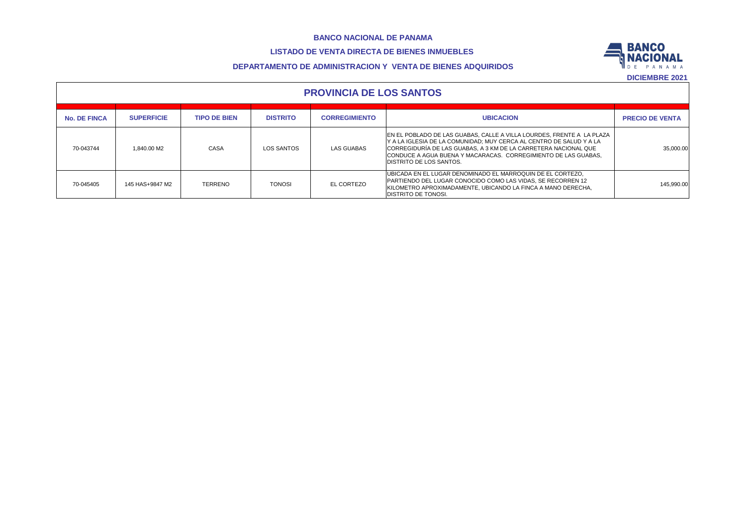**BANCO NACIONAL DE PANAMA**

**LISTADO DE VENTA DIRECTA DE BIENES INMUEBLES**

**DEPARTAMENTO DE ADMINISTRACION Y VENTA DE BIENES ADQUIRIDOS**

**DICIEMBRE 2021**

## PROVINCIA DE LOS SANTOS

| No. DE FINCA | SUPERFICIE | TIPO DE BIEN | DISTRITO | CORREGIMIENTO | UBICACION | PRECIO DE VENTA |
|---|---|---|---|---|---|---|
| 70-043744 | 1,840.00 M2 | CASA | LOS SANTOS | LAS GUABAS | EN EL POBLADO DE LAS GUABAS, CALLE A VILLA LOURDES, FRENTE A LA PLAZA Y A LA IGLESIA DE LA COMUNIDAD; MUY CERCA AL CENTRO DE SALUD Y A LA CORREGIDURÍA DE LAS GUABAS, A 3 KM DE LA CARRETERA NACIONAL QUE CONDUCE A AGUA BUENA Y MACARACAS. CORREGIMIENTO DE LAS GUABAS, DISTRITO DE LOS SANTOS. | 35,000.00 |
| 70-045405 | 145 HAS+9847 M2 | TERRENO | TONOSI | EL CORTEZO | UBICADA EN EL LUGAR DENOMINADO EL MARROQUIN DE EL CORTEZO, PARTIENDO DEL LUGAR CONOCIDO COMO LAS VIDAS, SE RECORREN 12 KILOMETRO APROXIMADAMENTE, UBICANDO LA FINCA A MANO DERECHA, DISTRITO DE TONOSI. | 145,990.00 |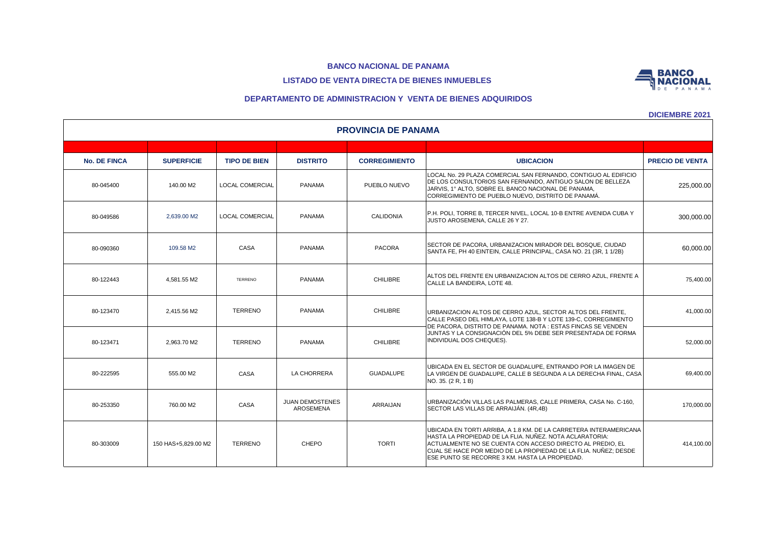**BANCO NACIONAL DE PANAMA**

**LISTADO DE VENTA DIRECTA DE BIENES INMUEBLES**

**DEPARTAMENTO DE ADMINISTRACION Y VENTA DE BIENES ADQUIRIDOS**

**DICIEMBRE 2021**

## PROVINCIA DE PANAMA

| No. DE FINCA | SUPERFICIE | TIPO DE BIEN | DISTRITO | CORREGIMIENTO | UBICACION | PRECIO DE VENTA |
|---|---|---|---|---|---|---|
| 80-045400 | 140.00 M2 | LOCAL COMERCIAL | PANAMA | PUEBLO NUEVO | LOCAL No. 29 PLAZA COMERCIAL SAN FERNANDO, CONTIGUO AL EDIFICIO DE LOS CONSULTORIOS SAN FERNANDO, ANTIGUO SALON DE BELLEZA JARVIS, 1° ALTO, SOBRE EL BANCO NACIONAL DE PANAMA, CORREGIMIENTO DE PUEBLO NUEVO, DISTRITO DE PANAMÁ. | 225,000.00 |
| 80-049586 | 2,639.00 M2 | LOCAL COMERCIAL | PANAMA | CALIDONIA | P.H. POLI, TORRE B, TERCER NIVEL, LOCAL 10-B ENTRE AVENIDA CUBA Y JUSTO AROSEMENA, CALLE 26 Y 27. | 300,000.00 |
| 80-090360 | 109.58 M2 | CASA | PANAMA | PACORA | SECTOR DE PACORA, URBANIZACION MIRADOR DEL BOSQUE, CIUDAD SANTA FE, PH 40 EINTEIN, CALLE PRINCIPAL, CASA NO. 21 (3R, 1 1/2B) | 60,000.00 |
| 80-122443 | 4,581.55 M2 | TERRENO | PANAMA | CHILIBRE | ALTOS DEL FRENTE EN URBANIZACION ALTOS DE CERRO AZUL, FRENTE A CALLE LA BANDEIRA, LOTE 48. | 75,400.00 |
| 80-123470 | 2,415.56 M2 | TERRENO | PANAMA | CHILIBRE | URBANIZACION ALTOS DE CERRO AZUL, SECTOR ALTOS DEL FRENTE, CALLE PASEO DEL HIMLAYA, LOTE 138-B Y LOTE 139-C, CORREGIMIENTO DE PACORA, DISTRITO DE PANAMA. NOTA : ESTAS FINCAS SE VENDEN JUNTAS Y LA CONSIGNACIÓN DEL 5% DEBE SER PRESENTADA DE FORMA INDIVIDUAL DOS CHEQUES). | 41,000.00 |
| 80-123471 | 2,963.70 M2 | TERRENO | PANAMA | CHILIBRE | | 52,000.00 |
| 80-222595 | 555.00 M2 | CASA | LA CHORRERA | GUADALUPE | UBICADA EN EL SECTOR DE GUADALUPE, ENTRANDO POR LA IMAGEN DE LA VIRGEN DE GUADALUPE, CALLE B SEGUNDA A LA DERECHA FINAL, CASA NO. 35. (2 R, 1 B) | 69,400.00 |
| 80-253350 | 760.00 M2 | CASA | JUAN DEMOSTENES AROSEMENA | ARRAIJAN | URBANIZACIÓN VILLAS LAS PALMERAS, CALLE PRIMERA, CASA No. C-160, SECTOR LAS VILLAS DE ARRAIJÁN. (4R,4B) | 170,000.00 |
| 80-303009 | 150 HAS+5,829.00 M2 | TERRENO | CHEPO | TORTI | UBICADA EN TORTI ARRIBA, A 1.8 KM. DE LA CARRETERA INTERAMERICANA HASTA LA PROPIEDAD DE LA FLIA. NUÑEZ. NOTA ACLARATORIA: ACTUALMENTE NO SE CUENTA CON ACCESO DIRECTO AL PREDIO, EL CUAL SE HACE POR MEDIO DE LA PROPIEDAD DE LA FLIA NUÑEZ; DESDE ESE PUNTO SE RECORRE 3 KM. HASTA LA PROPIEDAD. | 414,100.00 |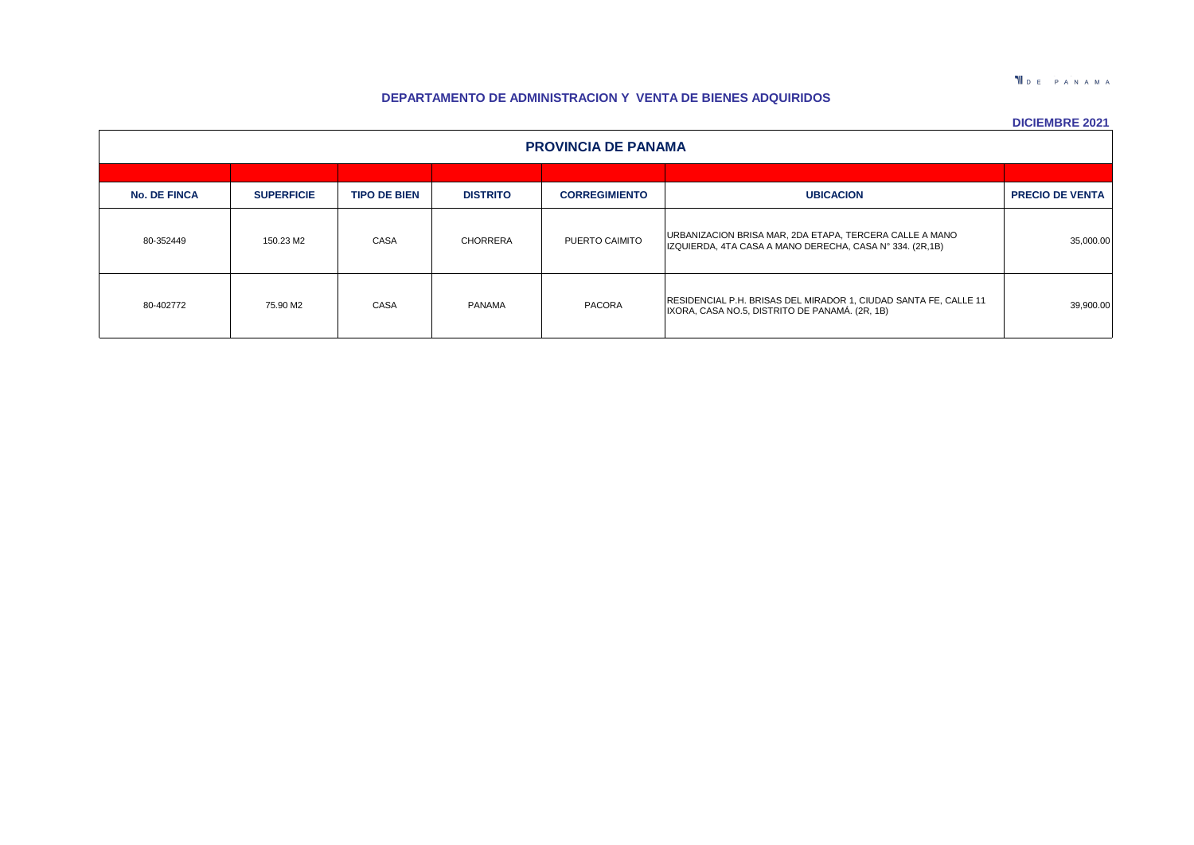DE PANAMA

## DEPARTAMENTO DE ADMINISTRACION Y VENTA DE BIENES ADQUIRIDOS

**DICIEMBRE 2021**

### PROVINCIA DE PANAMA

| No. DE FINCA | SUPERFICIE | TIPO DE BIEN | DISTRITO | CORREGIMIENTO | UBICACION | PRECIO DE VENTA |
|---|---|---|---|---|---|---|
| 80-352449 | 150.23 M2 | CASA | CHORRERA | PUERTO CAIMITO | URBANIZACION BRISA MAR, 2DA ETAPA, TERCERA CALLE A MANO IZQUIERDA, 4TA CASA A MANO DERECHA, CASA N° 334. (2R,1B) | 35,000.00 |
| 80-402772 | 75.90 M2 | CASA | PANAMA | PACORA | RESIDENCIAL P.H. BRISAS DEL MIRADOR 1, CIUDAD SANTA FE, CALLE 11 IXORA, CASA NO.5, DISTRITO DE PANAMÁ. (2R, 1B) | 39,900.00 |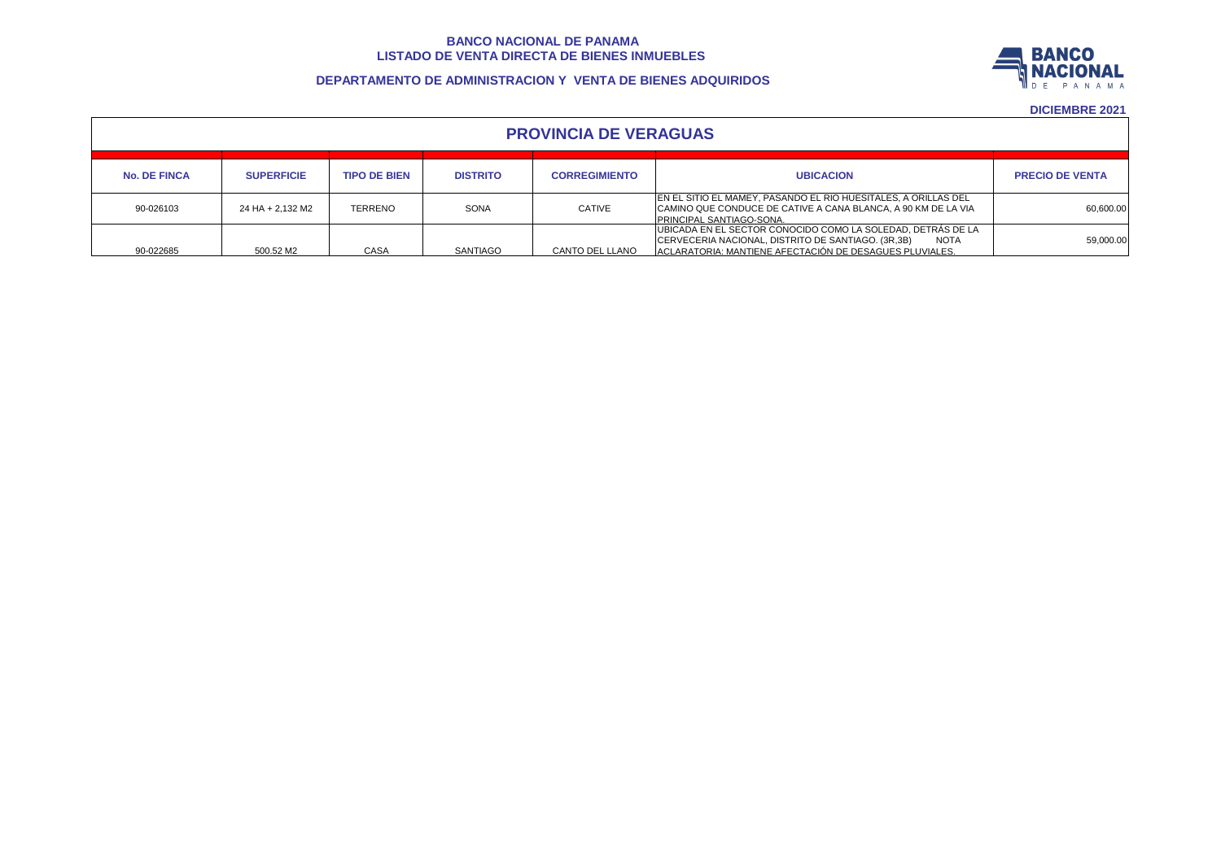**BANCO NACIONAL DE PANAMA**
**LISTADO DE VENTA DIRECTA DE BIENES INMUEBLES**

**DEPARTAMENTO DE ADMINISTRACION Y VENTA DE BIENES ADQUIRIDOS**

**DICIEMBRE 2021**

## PROVINCIA DE VERAGUAS

| No. DE FINCA | SUPERFICIE | TIPO DE BIEN | DISTRITO | CORREGIMIENTO | UBICACION | PRECIO DE VENTA |
|---|---|---|---|---|---|---|
| 90-026103 | 24 HA + 2,132 M2 | TERRENO | SONA | CATIVE | EN EL SITIO EL MAMEY, PASANDO EL RIO HUESITALES, A ORILLAS DEL CAMINO QUE CONDUCE DE CATIVE A CANA BLANCA, A 90 KM DE LA VIA PRINCIPAL SANTIAGO-SONA. | 60,600.00 |
| 90-022685 | 500.52 M2 | CASA | SANTIAGO | CANTO DEL LLANO | UBICADA EN EL SECTOR CONOCIDO COMO LA SOLEDAD, DETRÁS DE LA CERVECERIA NACIONAL, DISTRITO DE SANTIAGO. (3R,3B) NOTA ACLARATORIA: MANTIENE AFECTACIÓN DE DESAGUES PLUVIALES. | 59,000.00 |